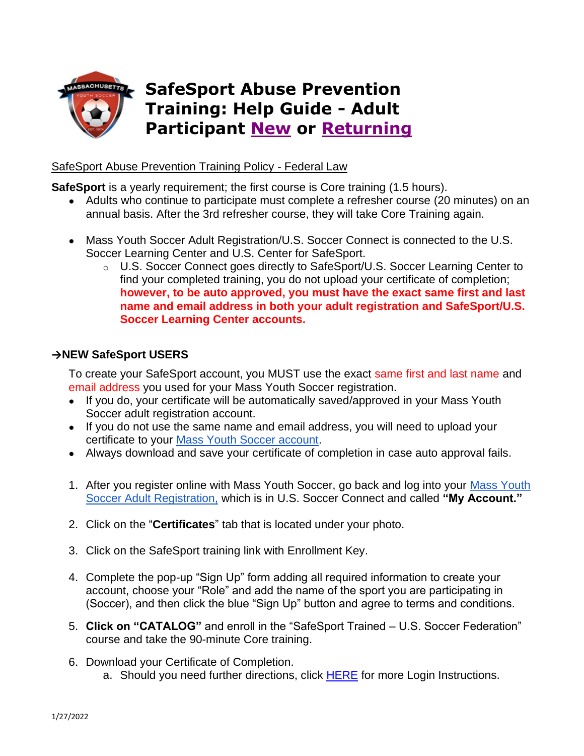# SafeSport Abuse Prevention Training: Help Guide - Adult Participant New or Returning

SafeSport Abuse Prevention Training Policy - Federal Law

**SafeSport** is a yearly requirement; the first course is Core training (1.5 hours).

- Adults who continue to participate must complete a refresher course (20 minutes) on an annual basis. After the 3rd refresher course, they will take Core Training again.

- Mass Youth Soccer Adult Registration/U.S. Soccer Connect is connected to the U.S. Soccer Learning Center and U.S. Center for SafeSport.
  - U.S. Soccer Connect goes directly to SafeSport/U.S. Soccer Learning Center to find your completed training, you do not upload your certificate of completion; **however, to be auto approved, you must have the exact same first and last name and email address in both your adult registration and SafeSport/U.S. Soccer Learning Center accounts.**

### →NEW SafeSport USERS

To create your SafeSport account, you MUST use the exact same first and last name and email address you used for your Mass Youth Soccer registration.

- If you do, your certificate will be automatically saved/approved in your Mass Youth Soccer adult registration account.
- If you do not use the same name and email address, you will need to upload your certificate to your Mass Youth Soccer account.
- Always download and save your certificate of completion in case auto approval fails.

1. After you register online with Mass Youth Soccer, go back and log into your Mass Youth Soccer Adult Registration, which is in U.S. Soccer Connect and called **"My Account."**

2. Click on the "**Certificates**" tab that is located under your photo.

3. Click on the SafeSport training link with Enrollment Key.

4. Complete the pop-up "Sign Up" form adding all required information to create your account, choose your "Role" and add the name of the sport you are participating in (Soccer), and then click the blue "Sign Up" button and agree to terms and conditions.

5. **Click on "CATALOG"** and enroll in the "SafeSport Trained – U.S. Soccer Federation" course and take the 90-minute Core training.

6. Download your Certificate of Completion.
   a. Should you need further directions, click HERE for more Login Instructions.

1/27/2022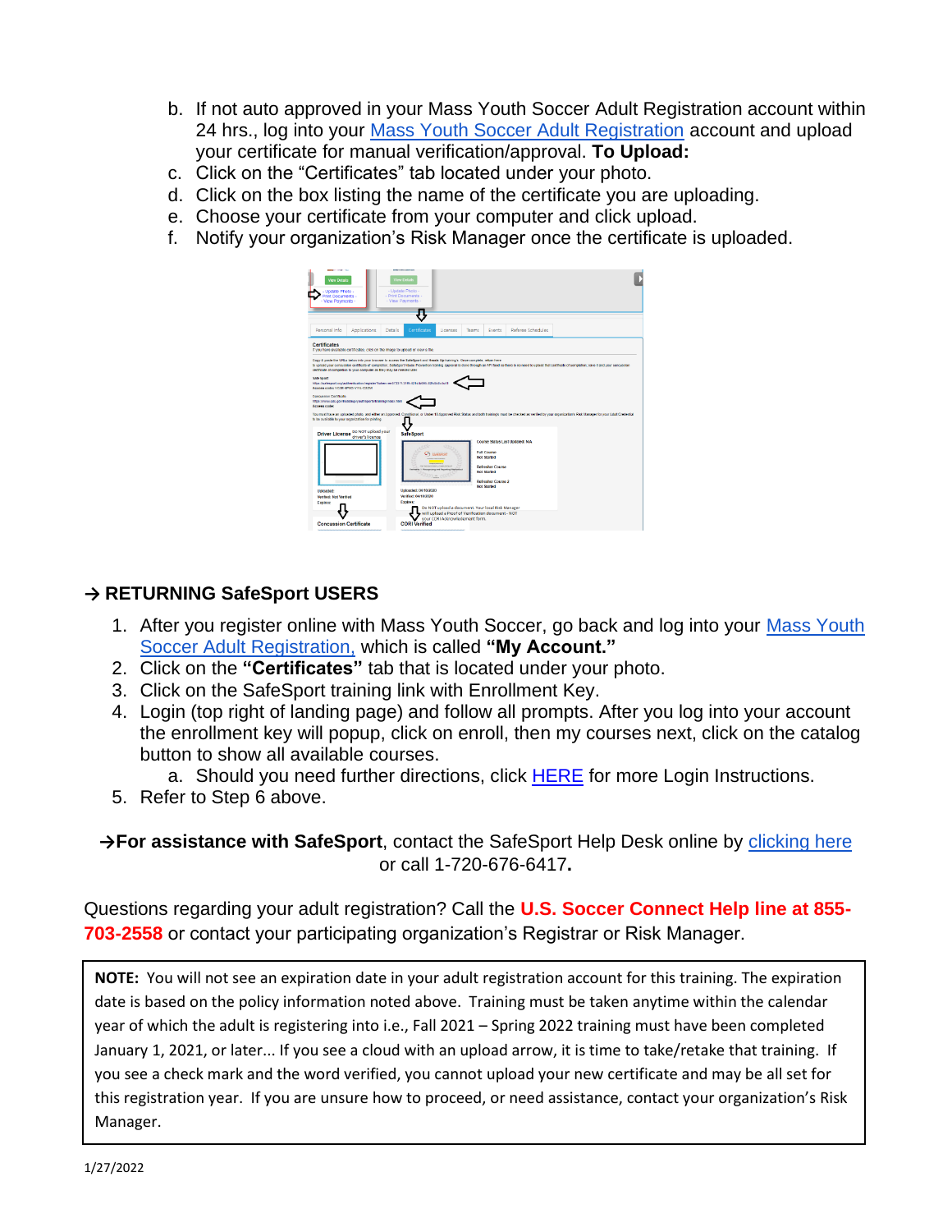b. If not auto approved in your Mass Youth Soccer Adult Registration account within 24 hrs., log into your Mass Youth Soccer Adult Registration account and upload your certificate for manual verification/approval. **To Upload:**
c. Click on the "Certificates" tab located under your photo.
d. Click on the box listing the name of the certificate you are uploading.
e. Choose your certificate from your computer and click upload.
f. Notify your organization's Risk Manager once the certificate is uploaded.

## → RETURNING SafeSport USERS

1. After you register online with Mass Youth Soccer, go back and log into your Mass Youth Soccer Adult Registration, which is called **"My Account."**
2. Click on the **"Certificates"** tab that is located under your photo.
3. Click on the SafeSport training link with Enrollment Key.
4. Login (top right of landing page) and follow all prompts. After you log into your account the enrollment key will popup, click on enroll, then my courses next, click on the catalog button to show all available courses.
   a. Should you need further directions, click HERE for more Login Instructions.
5. Refer to Step 6 above.

**→For assistance with SafeSport**, contact the SafeSport Help Desk online by clicking here or call 1-720-676-6417**.**

Questions regarding your adult registration? Call the **U.S. Soccer Connect Help line at 855-703-2558** or contact your participating organization's Registrar or Risk Manager.

**NOTE:** You will not see an expiration date in your adult registration account for this training. The expiration date is based on the policy information noted above. Training must be taken anytime within the calendar year of which the adult is registering into i.e., Fall 2021 – Spring 2022 training must have been completed January 1, 2021, or later... If you see a cloud with an upload arrow, it is time to take/retake that training. If you see a check mark and the word verified, you cannot upload your new certificate and may be all set for this registration year. If you are unsure how to proceed, or need assistance, contact your organization's Risk Manager.

1/27/2022